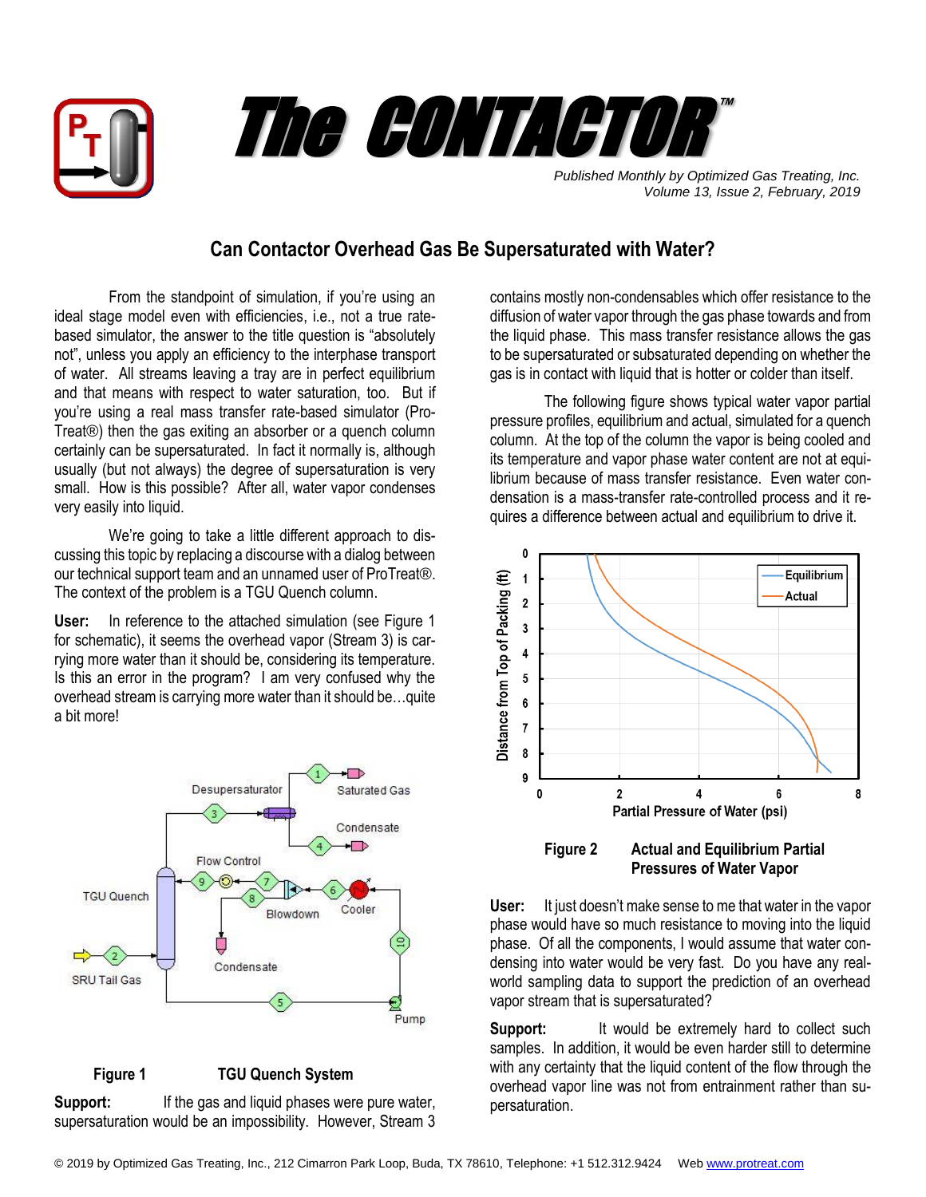# The CONTACTOR™

*Published Monthly by Optimized Gas Treating, Inc.*
*Volume 13, Issue 2, February, 2019*

## Can Contactor Overhead Gas Be Supersaturated with Water?

From the standpoint of simulation, if you're using an ideal stage model even with efficiencies, i.e., not a true rate-based simulator, the answer to the title question is "absolutely not", unless you apply an efficiency to the interphase transport of water. All streams leaving a tray are in perfect equilibrium and that means with respect to water saturation, too. But if you're using a real mass transfer rate-based simulator (ProTreat®) then the gas exiting an absorber or a quench column certainly can be supersaturated. In fact it normally is, although usually (but not always) the degree of supersaturation is very small. How is this possible? After all, water vapor condenses very easily into liquid.

We're going to take a little different approach to discussing this topic by replacing a discourse with a dialog between our technical support team and an unnamed user of ProTreat®. The context of the problem is a TGU Quench column.

**User:** In reference to the attached simulation (see Figure 1 for schematic), it seems the overhead vapor (Stream 3) is carrying more water than it should be, considering its temperature. Is this an error in the program? I am very confused why the overhead stream is carrying more water than it should be…quite a bit more!

**Figure 1 TGU Quench System**

**Support:** If the gas and liquid phases were pure water, supersaturation would be an impossibility. However, Stream 3 contains mostly non-condensables which offer resistance to the diffusion of water vapor through the gas phase towards and from the liquid phase. This mass transfer resistance allows the gas to be supersaturated or subsaturated depending on whether the gas is in contact with liquid that is hotter or colder than itself.

The following figure shows typical water vapor partial pressure profiles, equilibrium and actual, simulated for a quench column. At the top of the column the vapor is being cooled and its temperature and vapor phase water content are not at equilibrium because of mass transfer resistance. Even water condensation is a mass-transfer rate-controlled process and it requires a difference between actual and equilibrium to drive it.

**Figure 2 Actual and Equilibrium Partial Pressures of Water Vapor**

**User:** It just doesn't make sense to me that water in the vapor phase would have so much resistance to moving into the liquid phase. Of all the components, I would assume that water condensing into water would be very fast. Do you have any real-world sampling data to support the prediction of an overhead vapor stream that is supersaturated?

**Support:** It would be extremely hard to collect such samples. In addition, it would be even harder still to determine with any certainty that the liquid content of the flow through the overhead vapor line was not from entrainment rather than supersaturation.

© 2019 by Optimized Gas Treating, Inc., 212 Cimarron Park Loop, Buda, TX 78610, Telephone: +1 512.312.9424 Web www.protreat.com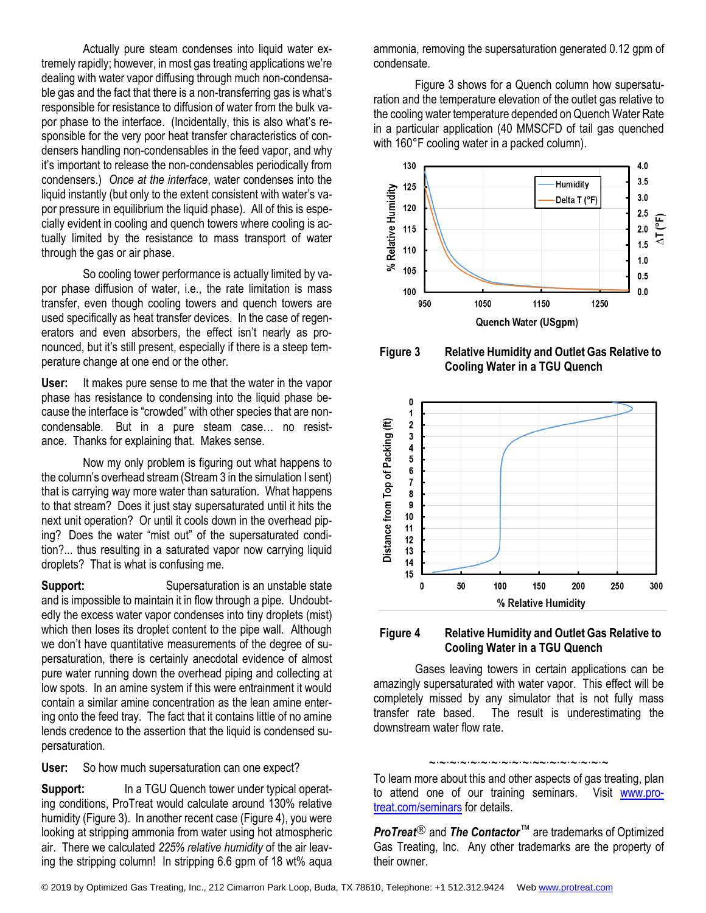Actually pure steam condenses into liquid water extremely rapidly; however, in most gas treating applications we're dealing with water vapor diffusing through much non-condensable gas and the fact that there is a non-transferring gas is what's responsible for resistance to diffusion of water from the bulk vapor phase to the interface. (Incidentally, this is also what's responsible for the very poor heat transfer characteristics of condensers handling non-condensables in the feed vapor, and why it's important to release the non-condensables periodically from condensers.) *Once at the interface*, water condenses into the liquid instantly (but only to the extent consistent with water's vapor pressure in equilibrium the liquid phase). All of this is especially evident in cooling and quench towers where cooling is actually limited by the resistance to mass transport of water through the gas or air phase.

So cooling tower performance is actually limited by vapor phase diffusion of water, i.e., the rate limitation is mass transfer, even though cooling towers and quench towers are used specifically as heat transfer devices. In the case of regenerators and even absorbers, the effect isn't nearly as pronounced, but it's still present, especially if there is a steep temperature change at one end or the other.

**User:** It makes pure sense to me that the water in the vapor phase has resistance to condensing into the liquid phase because the interface is "crowded" with other species that are non-condensable. But in a pure steam case… no resistance. Thanks for explaining that. Makes sense.

Now my only problem is figuring out what happens to the column's overhead stream (Stream 3 in the simulation I sent) that is carrying way more water than saturation. What happens to that stream? Does it just stay supersaturated until it hits the next unit operation? Or until it cools down in the overhead piping? Does the water "mist out" of the supersaturated condition?... thus resulting in a saturated vapor now carrying liquid droplets? That is what is confusing me.

**Support:** Supersaturation is an unstable state and is impossible to maintain it in flow through a pipe. Undoubtedly the excess water vapor condenses into tiny droplets (mist) which then loses its droplet content to the pipe wall. Although we don't have quantitative measurements of the degree of supersaturation, there is certainly anecdotal evidence of almost pure water running down the overhead piping and collecting at low spots. In an amine system if this were entrainment it would contain a similar amine concentration as the lean amine entering onto the feed tray. The fact that it contains little of no amine lends credence to the assertion that the liquid is condensed supersaturation.

**User:** So how much supersaturation can one expect?

**Support:** In a TGU Quench tower under typical operating conditions, ProTreat would calculate around 130% relative humidity (Figure 3). In another recent case (Figure 4), you were looking at stripping ammonia from water using hot atmospheric air. There we calculated *225% relative humidity* of the air leaving the stripping column! In stripping 6.6 gpm of 18 wt% aqua ammonia, removing the supersaturation generated 0.12 gpm of condensate.

Figure 3 shows for a Quench column how supersaturation and the temperature elevation of the outlet gas relative to the cooling water temperature depended on Quench Water Rate in a particular application (40 MMSCFD of tail gas quenched with 160°F cooling water in a packed column).

% Relative Humidity
130
125
120
115
110
105
100
950
1050
1150
1250
Quench Water (USgpm)
ΔT (°F)
4.0
3.5
3.0
2.5
2.0
1.5
1.0
0.5
0.0
Humidity
Delta T (°F)

**Figure 3 Relative Humidity and Outlet Gas Relative to Cooling Water in a TGU Quench**

Distance from Top of Packing (ft)
0
1
2
3
4
5
6
7
8
9
10
11
12
13
14
15
0
50
100
150
200
250
300
% Relative Humidity

**Figure 4 Relative Humidity and Outlet Gas Relative to Cooling Water in a TGU Quench**

Gases leaving towers in certain applications can be amazingly supersaturated with water vapor. This effect will be completely missed by any simulator that is not fully mass transfer rate based. The result is underestimating the downstream water flow rate.

~·~·~·~·~·~·~·~·~·~·~·~·~·~·~·~·~·~·~

To learn more about this and other aspects of gas treating, plan to attend one of our training seminars. Visit [www.protreat.com/seminars](www.protreat.com/seminars) for details.

***ProTreat***® and ***The Contactor***™ are trademarks of Optimized Gas Treating, Inc. Any other trademarks are the property of their owner.

© 2019 by Optimized Gas Treating, Inc., 212 Cimarron Park Loop, Buda, TX 78610, Telephone: +1 512.312.9424 Web [www.protreat.com](www.protreat.com)